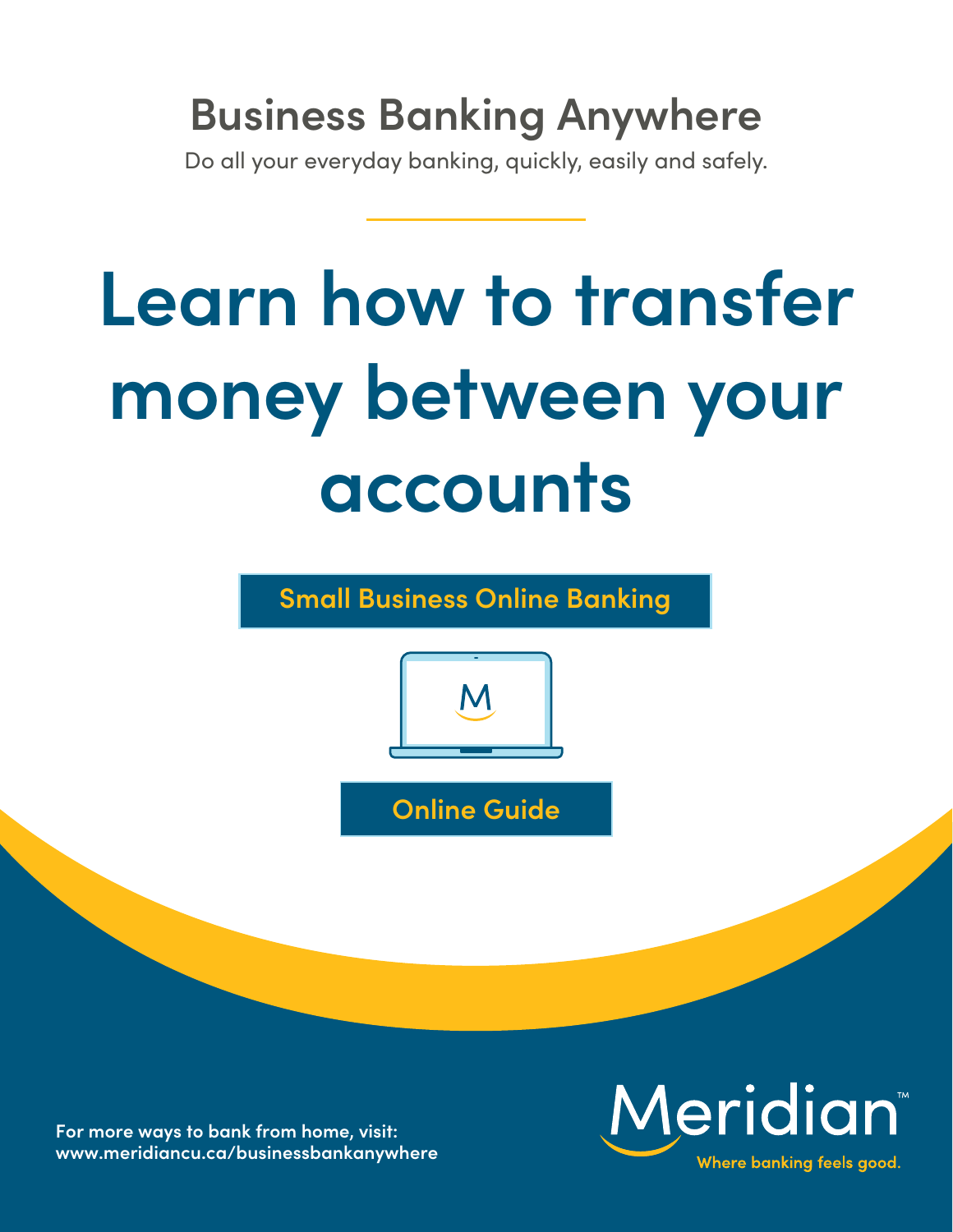## Business Banking Anywhere

Do all your everyday banking, quickly, easily and safely.

# Learn how to transfer money between your accounts

**Small Business Online Banking**

**Online Guide**

**For more ways to bank from home, visit: www.meridiancu.ca/businessbankanywhere**

Meridian™

Where banking feels good.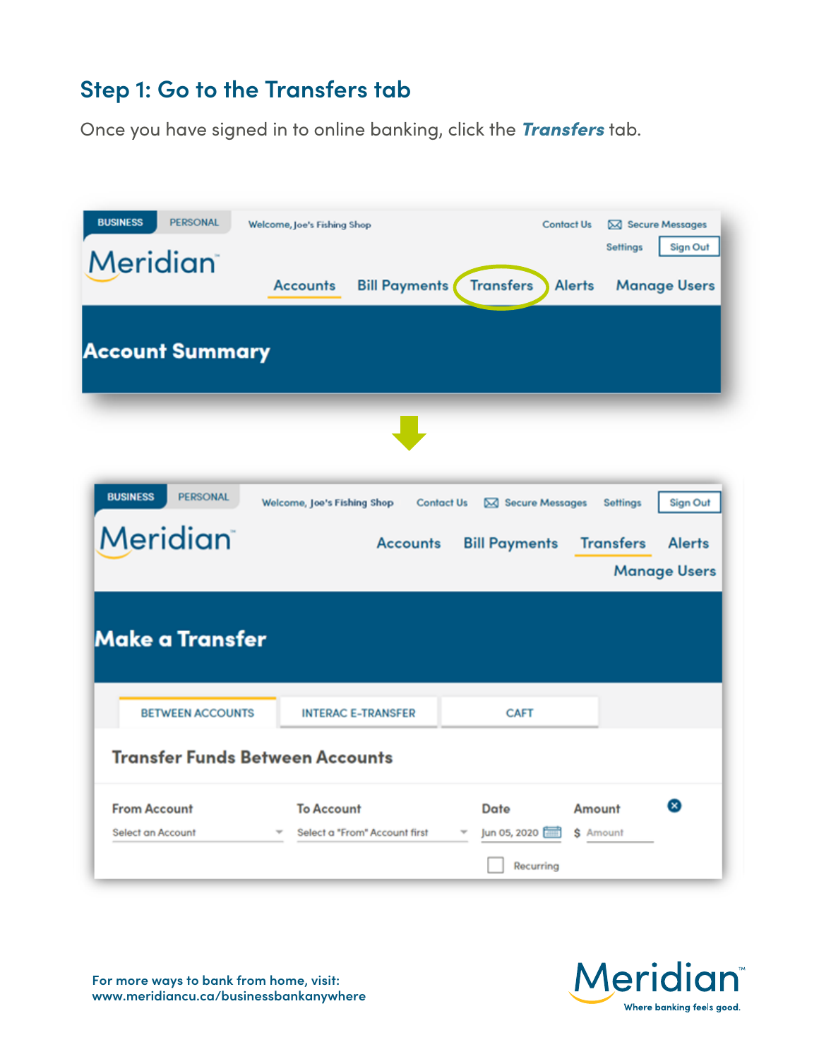## Step 1: Go to the Transfers tab

Once you have signed in to online banking, click the ***Transfers*** tab.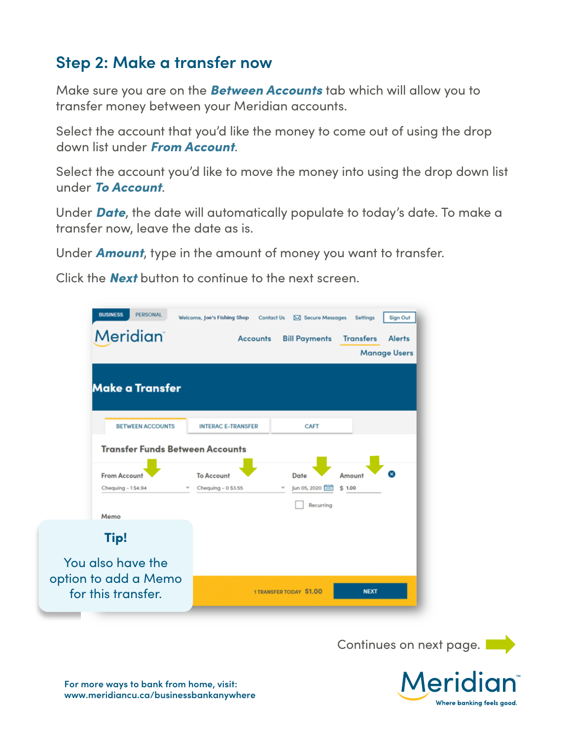## Step 2: Make a transfer now

Make sure you are on the ***Between Accounts*** tab which will allow you to transfer money between your Meridian accounts.

Select the account that you'd like the money to come out of using the drop down list under ***From Account***.

Select the account you'd like to move the money into using the drop down list under ***To Account***.

Under ***Date***, the date will automatically populate to today's date. To make a transfer now, leave the date as is.

Under ***Amount***, type in the amount of money you want to transfer.

Click the ***Next*** button to continue to the next screen.

**Tip!**

You also have the option to add a Memo for this transfer.

Continues on next page.

For more ways to bank from home, visit: www.meridiancu.ca/businessbankanywhere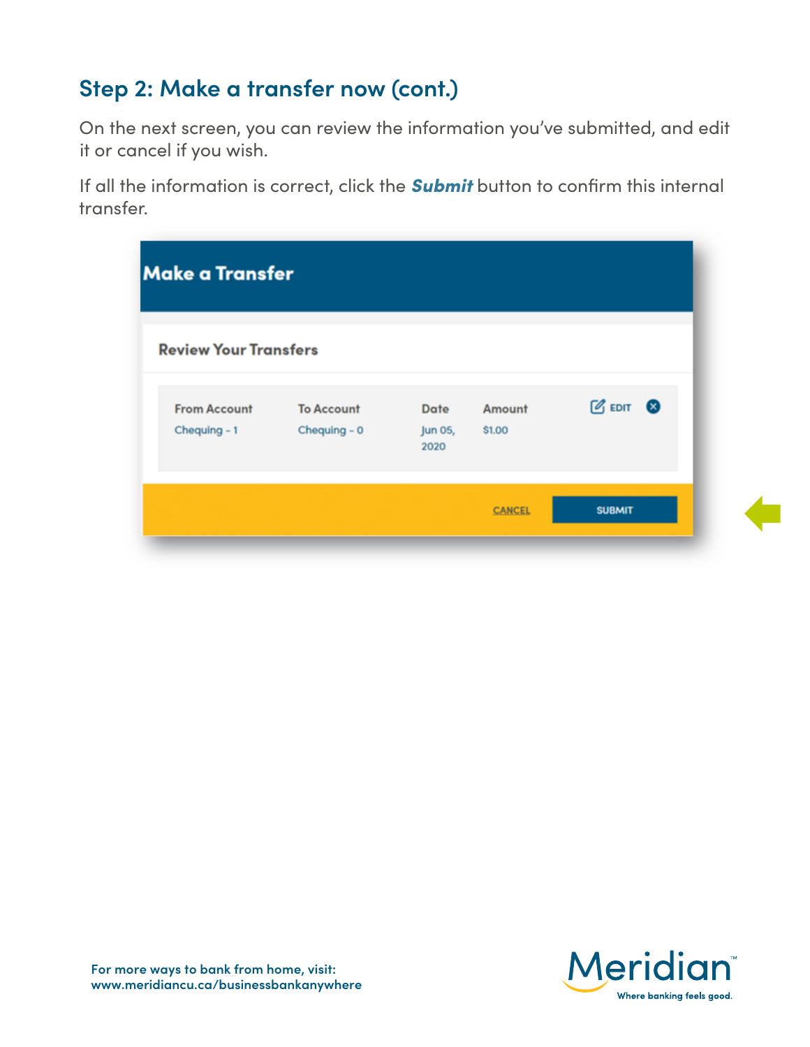## Step 2: Make a transfer now (cont.)

On the next screen, you can review the information you've submitted, and edit it or cancel if you wish.

If all the information is correct, click the ***Submit*** button to confirm this internal transfer.

**Make a Transfer**

**Review Your Transfers**

| From Account | To Account | Date | Amount | |
|---|---|---|---|---|
| Chequing - 1 | Chequing - 0 | Jun 05, 2020 | $1.00 | EDIT |

CANCEL SUBMIT

For more ways to bank from home, visit:
www.meridiancu.ca/businessbankanywhere

Meridian™
Where banking feels good.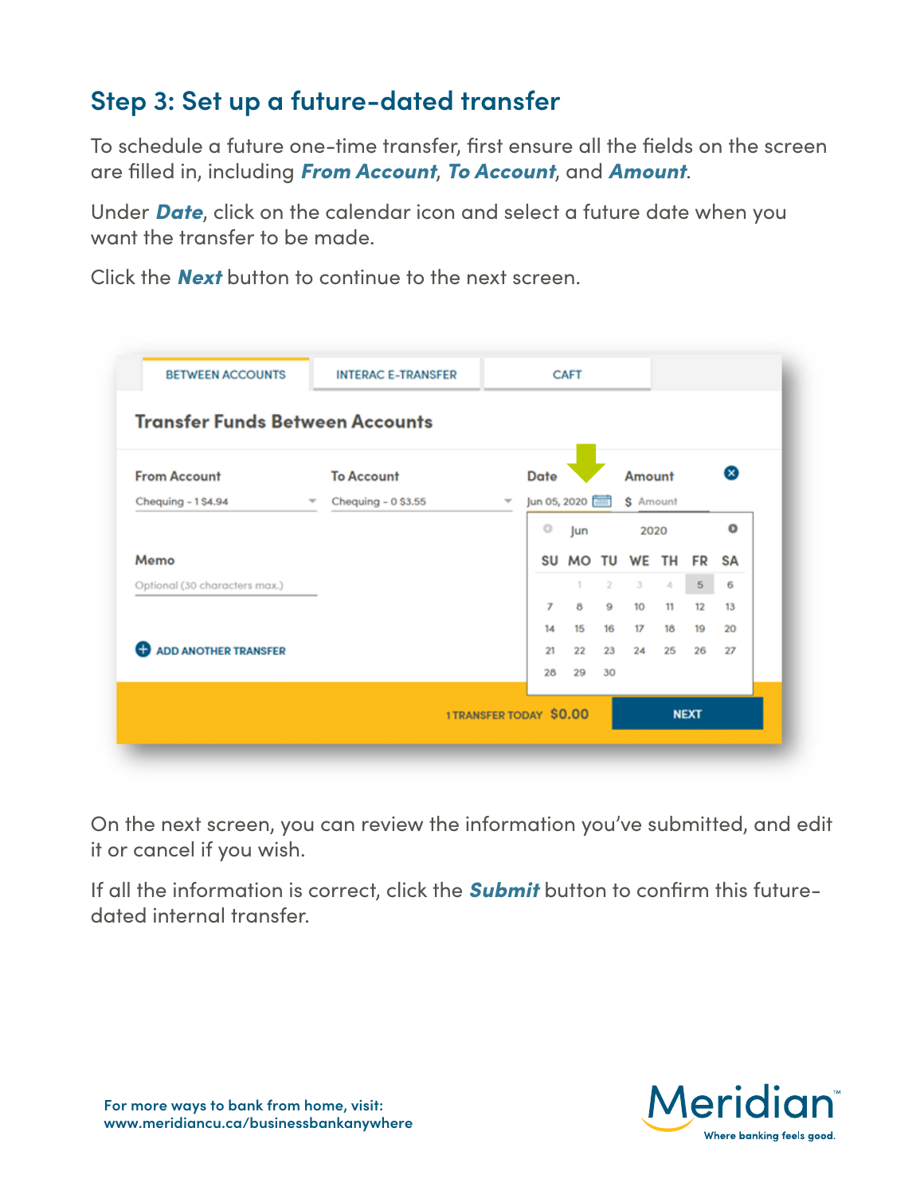## Step 3: Set up a future-dated transfer

To schedule a future one-time transfer, first ensure all the fields on the screen are filled in, including ***From Account***, ***To Account***, and ***Amount***.

Under ***Date***, click on the calendar icon and select a future date when you want the transfer to be made.

Click the ***Next*** button to continue to the next screen.

On the next screen, you can review the information you've submitted, and edit it or cancel if you wish.

If all the information is correct, click the ***Submit*** button to confirm this future-dated internal transfer.

For more ways to bank from home, visit:
www.meridiancu.ca/businessbankanywhere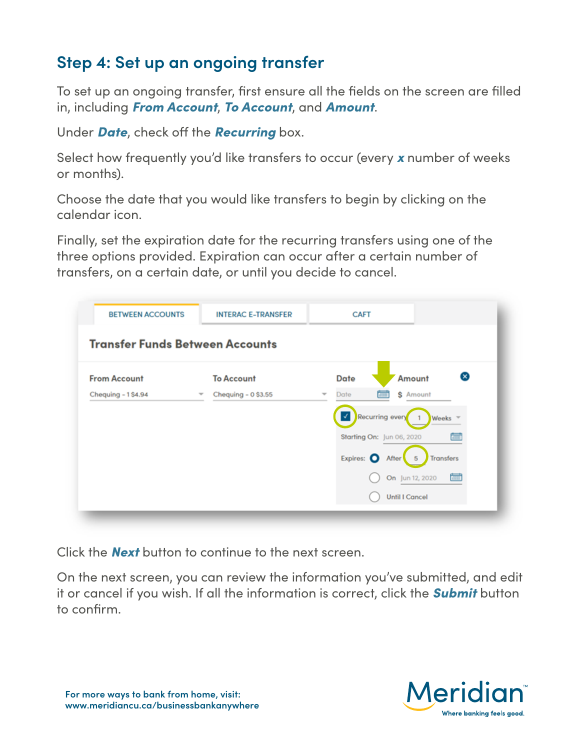## Step 4: Set up an ongoing transfer

To set up an ongoing transfer, first ensure all the fields on the screen are filled in, including ***From Account***, ***To Account***, and ***Amount***.

Under ***Date***, check off the ***Recurring*** box.

Select how frequently you'd like transfers to occur (every ***x*** number of weeks or months).

Choose the date that you would like transfers to begin by clicking on the calendar icon.

Finally, set the expiration date for the recurring transfers using one of the three options provided. Expiration can occur after a certain number of transfers, on a certain date, or until you decide to cancel.

Click the ***Next*** button to continue to the next screen.

On the next screen, you can review the information you've submitted, and edit it or cancel if you wish. If all the information is correct, click the ***Submit*** button to confirm.

For more ways to bank from home, visit:
www.meridiancu.ca/businessbankanywhere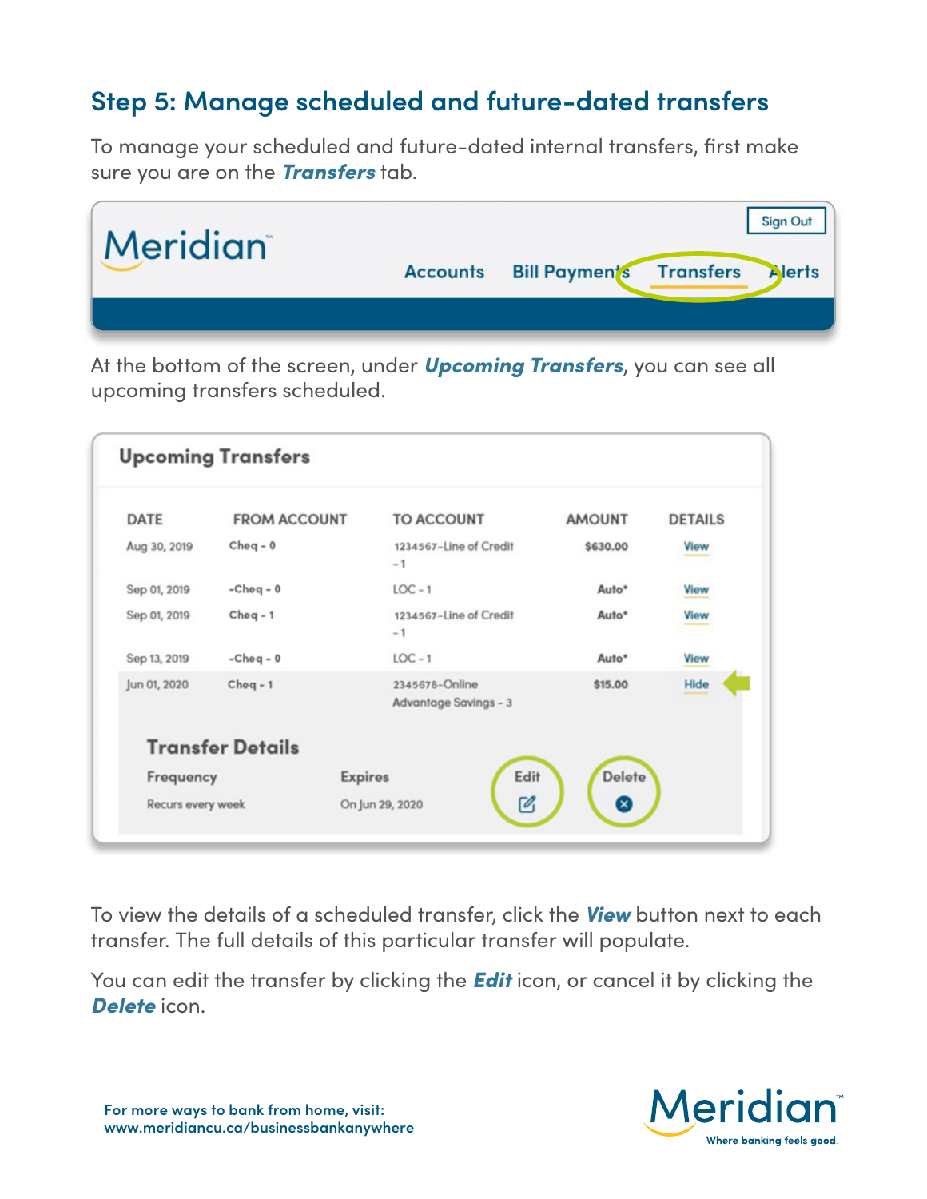## Step 5: Manage scheduled and future-dated transfers

To manage your scheduled and future-dated internal transfers, first make sure you are on the ***Transfers*** tab.

Meridian

Sign Out

Accounts Bill Payments Transfers Alerts

At the bottom of the screen, under ***Upcoming Transfers***, you can see all upcoming transfers scheduled.

**Upcoming Transfers**

| DATE | FROM ACCOUNT | TO ACCOUNT | AMOUNT | DETAILS |
|---|---|---|---|---|
| Aug 30, 2019 | Cheq - 0 | 1234567-Line of Credit - 1 | $630.00 | View |
| Sep 01, 2019 | -Cheq - 0 | LOC - 1 | Auto* | View |
| Sep 01, 2019 | Cheq - 1 | 1234567-Line of Credit - 1 | Auto* | View |
| Sep 13, 2019 | -Cheq - 0 | LOC - 1 | Auto* | View |
| Jun 01, 2020 | Cheq - 1 | 2345678-Online Advantage Savings - 3 | $15.00 | Hide |

**Transfer Details**

| Frequency | Expires | Edit | Delete |
|---|---|---|---|
| Recurs every week | On Jun 29, 2020 | | |

To view the details of a scheduled transfer, click the ***View*** button next to each transfer. The full details of this particular transfer will populate.

You can edit the transfer by clicking the ***Edit*** icon, or cancel it by clicking the ***Delete*** icon.

**For more ways to bank from home, visit:**
**www.meridiancu.ca/businessbankanywhere**

Meridian™
Where banking feels good.